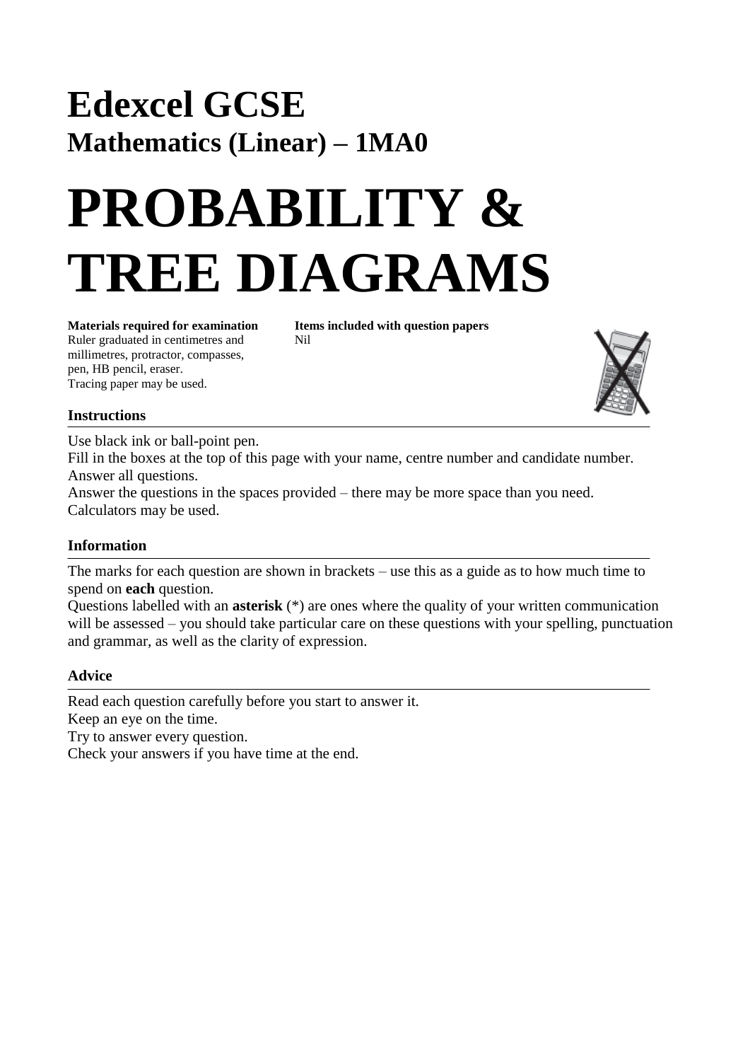# Edexcel GCSE

## Mathematics (Linear) – 1MA0

# PROBABILITY & TREE DIAGRAMS

**Materials required for examination**
Ruler graduated in centimetres and millimetres, protractor, compasses, pen, HB pencil, eraser.
Tracing paper may be used.

**Items included with question papers**
Nil

### Instructions

Use black ink or ball-point pen.
Fill in the boxes at the top of this page with your name, centre number and candidate number.
Answer all questions.
Answer the questions in the spaces provided – there may be more space than you need.
Calculators may be used.

### Information

The marks for each question are shown in brackets – use this as a guide as to how much time to spend on **each** question.
Questions labelled with an **asterisk** (*) are ones where the quality of your written communication will be assessed – you should take particular care on these questions with your spelling, punctuation and grammar, as well as the clarity of expression.

### Advice

Read each question carefully before you start to answer it.
Keep an eye on the time.
Try to answer every question.
Check your answers if you have time at the end.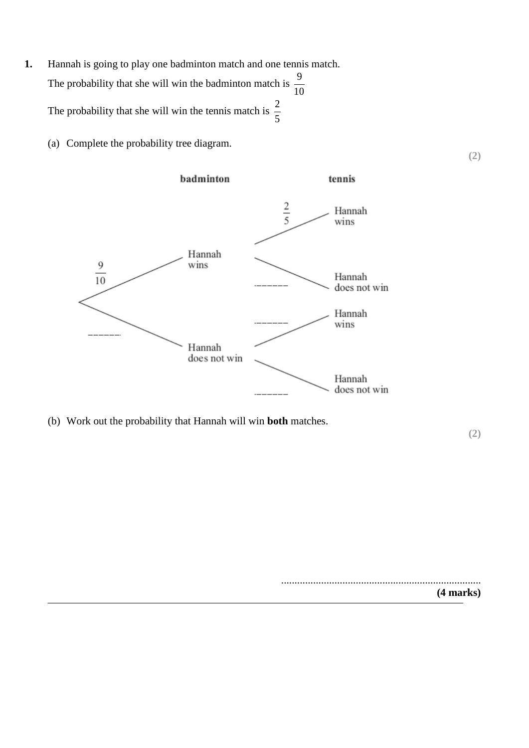**1.** Hannah is going to play one badminton match and one tennis match.

The probability that she will win the badminton match is $\frac{9}{10}$

The probability that she will win the tennis match is $\frac{2}{5}$

(a) Complete the probability tree diagram.

**(2)**

**badminton** **tennis**

- $\frac{9}{10}$ Hannah wins
  - $\frac{2}{5}$ Hannah wins
  - ______ Hannah does not win
- ______ Hannah does not win
  - ______ Hannah wins
  - ______ Hannah does not win

(b) Work out the probability that Hannah will win **both** matches.

**(2)**

..........................................................................

**(4 marks)**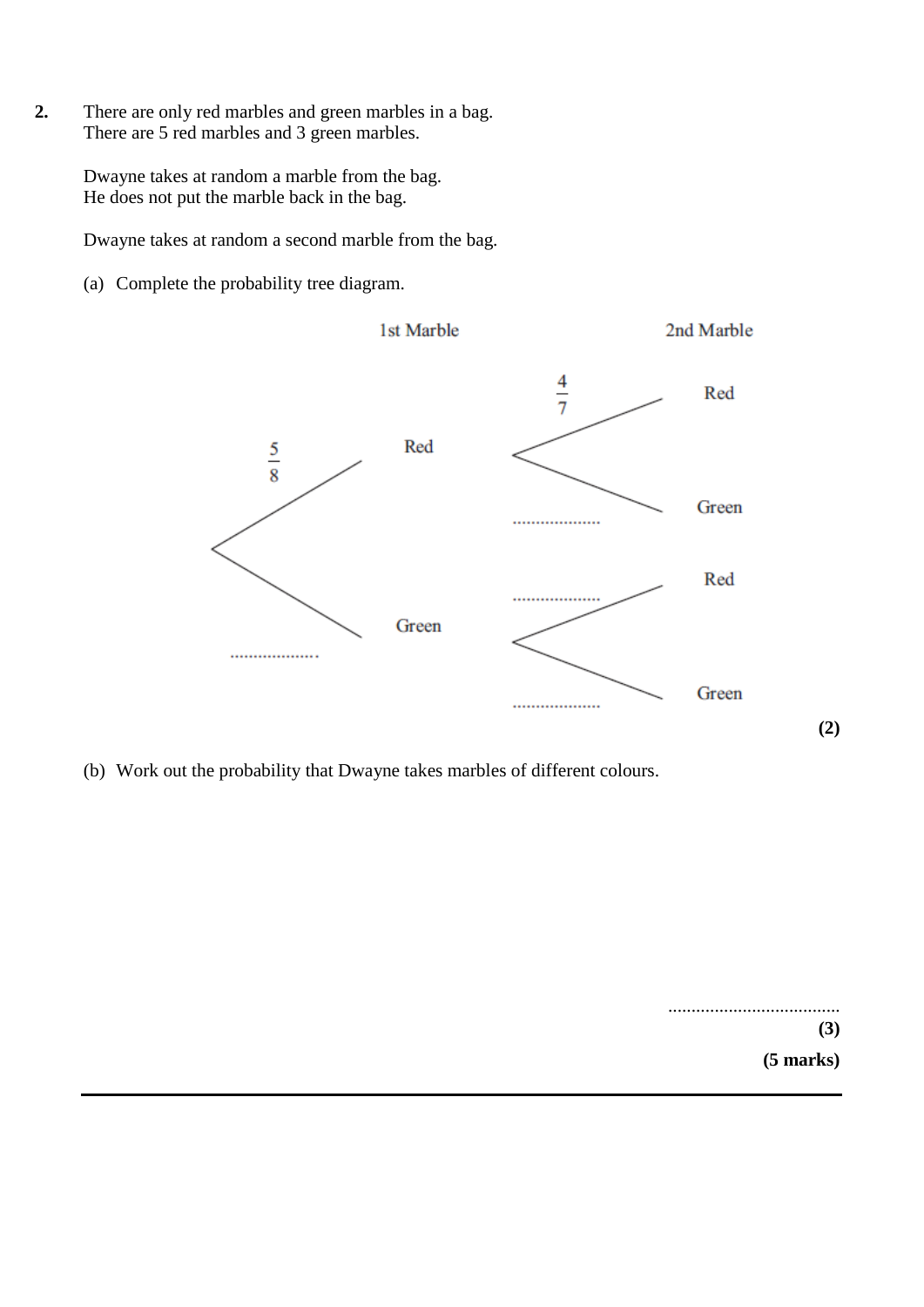**2.** There are only red marbles and green marbles in a bag.
There are 5 red marbles and 3 green marbles.

Dwayne takes at random a marble from the bag.
He does not put the marble back in the bag.

Dwayne takes at random a second marble from the bag.

(a) Complete the probability tree diagram.

| 1st Marble | | 2nd Marble |
|---|---|---|
| $\frac{5}{8}$ | Red | $\frac{4}{7}$ Red |
| | | .................... Green |
| .................... | Green | .................... Red |
| | | .................... Green |

**(2)**

(b) Work out the probability that Dwayne takes marbles of different colours.

.....................................

**(3)**

**(5 marks)**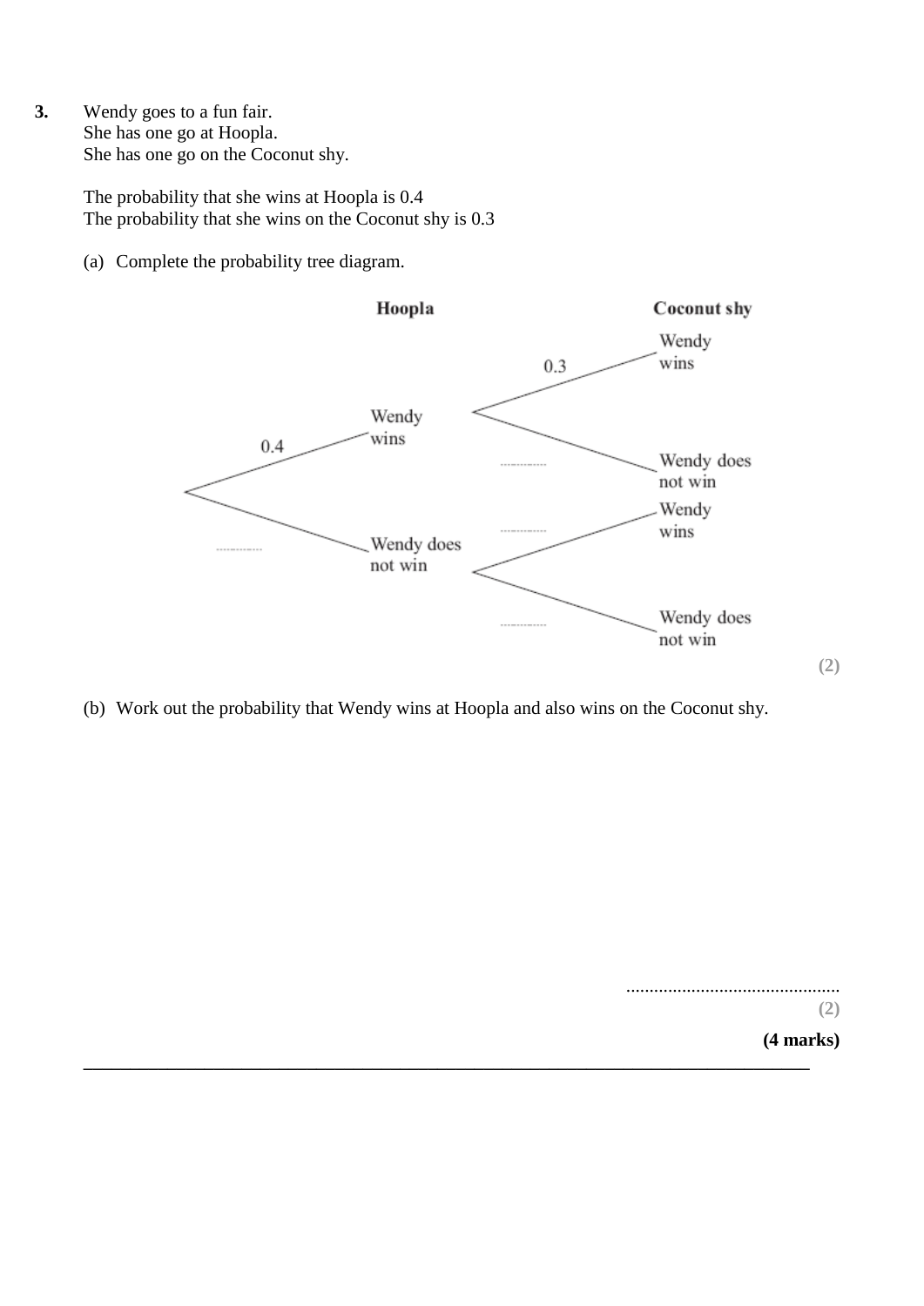**3.** Wendy goes to a fun fair.
She has one go at Hoopla.
She has one go on the Coconut shy.

The probability that she wins at Hoopla is 0.4
The probability that she wins on the Coconut shy is 0.3

(a) Complete the probability tree diagram.

**Hoopla** — **Coconut shy**

- 0.4 — Wendy wins
  - 0.3 — Wendy wins
  - .............. — Wendy does not win
- .............. — Wendy does not win
  - .............. — Wendy wins
  - .............. — Wendy does not win

**(2)**

(b) Work out the probability that Wendy wins at Hoopla and also wins on the Coconut shy.

..............................................

**(2)**

**(4 marks)**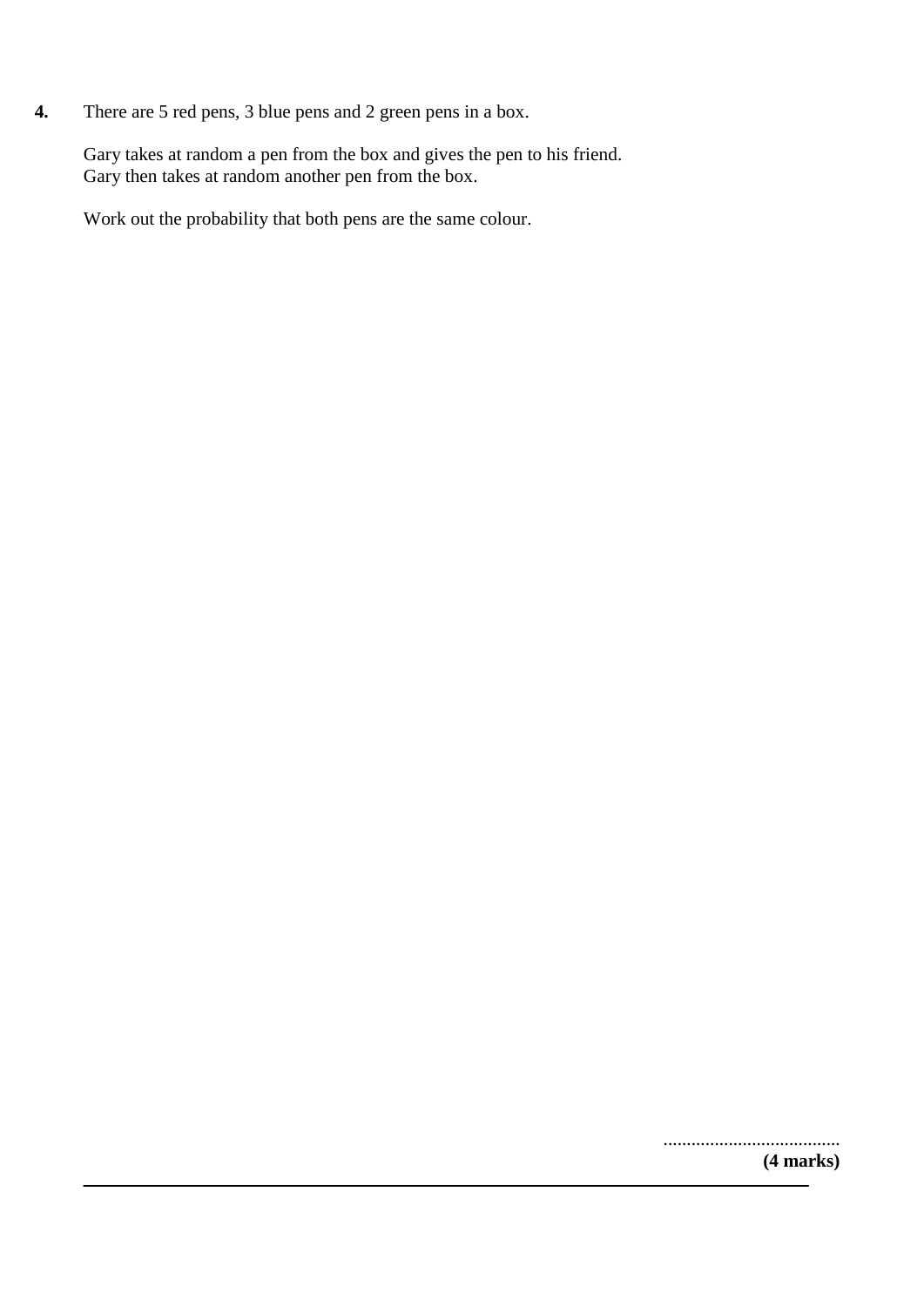**4.** There are 5 red pens, 3 blue pens and 2 green pens in a box.

Gary takes at random a pen from the box and gives the pen to his friend.
Gary then takes at random another pen from the box.

Work out the probability that both pens are the same colour.

......................................

**(4 marks)**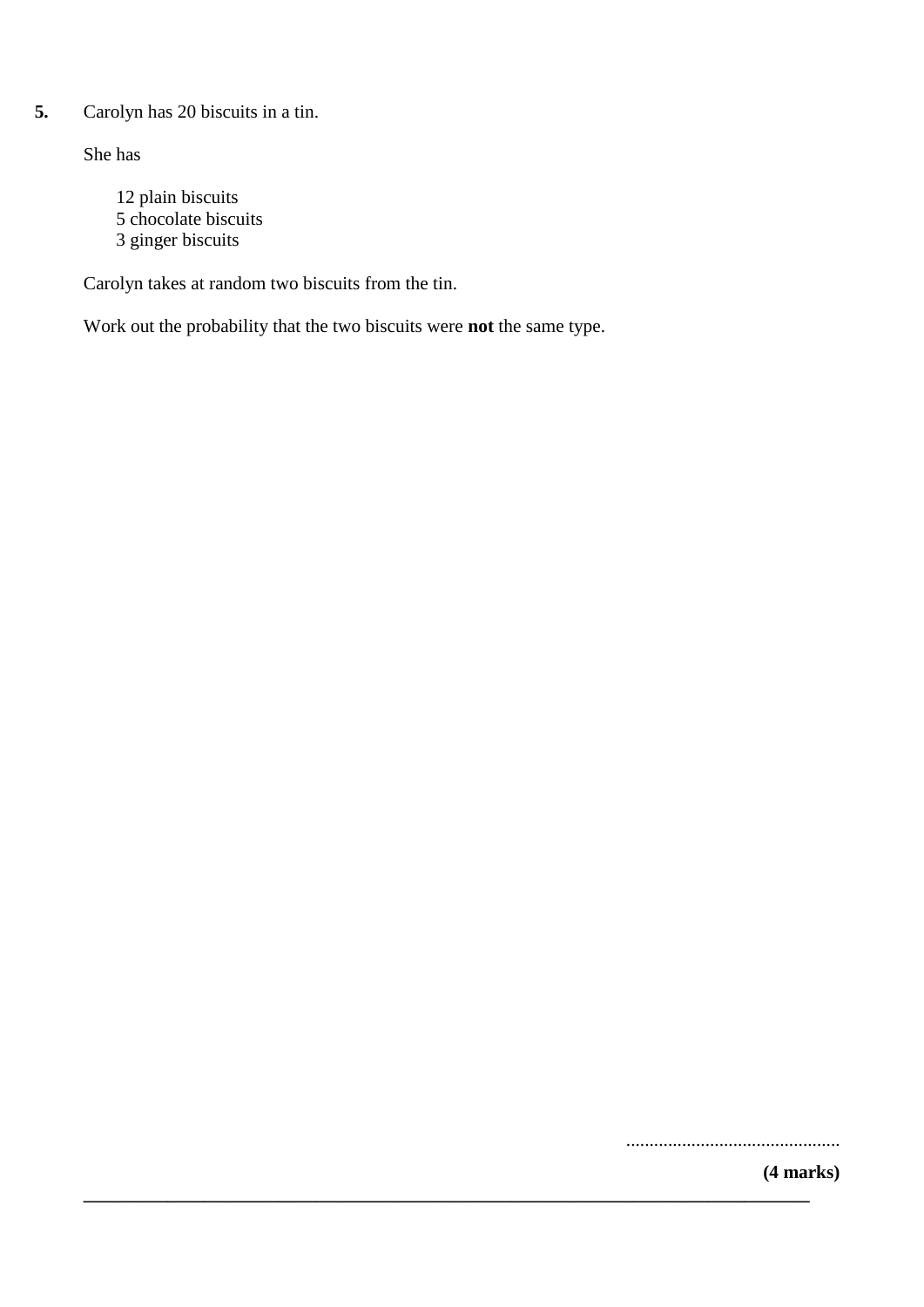**5.** Carolyn has 20 biscuits in a tin.

She has

12 plain biscuits
5 chocolate biscuits
3 ginger biscuits

Carolyn takes at random two biscuits from the tin.

Work out the probability that the two biscuits were **not** the same type.

..............................................

**(4 marks)**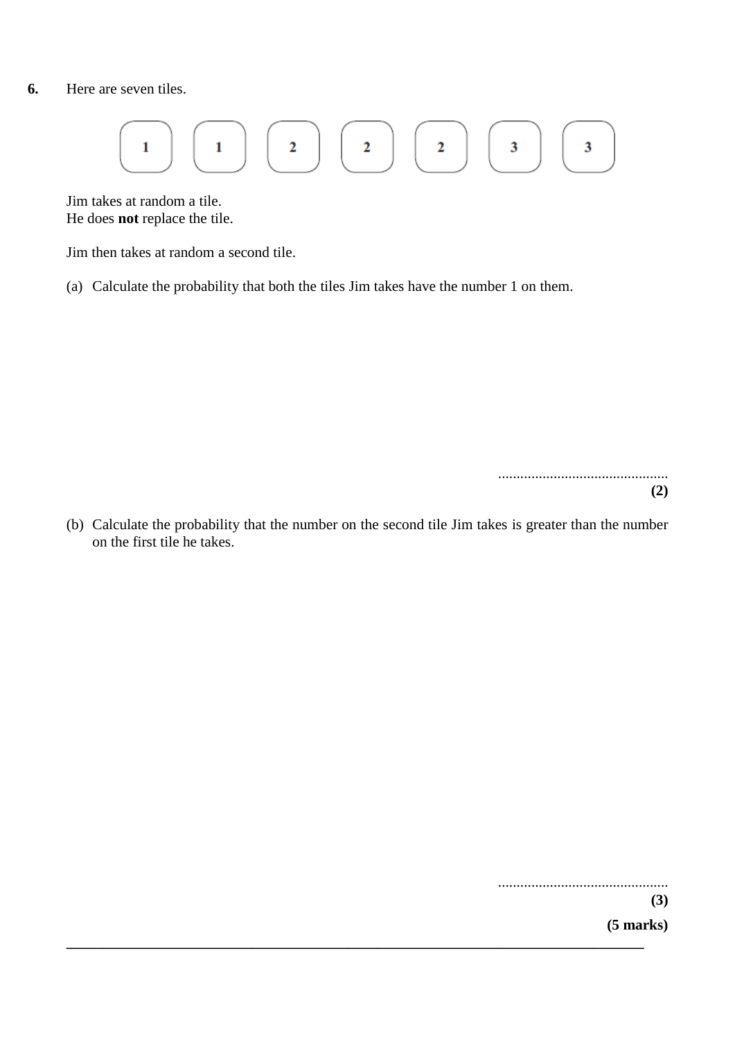**6.** Here are seven tiles.

| 1 | 1 | 2 | 2 | 2 | 3 | 3 |
|---|---|---|---|---|---|---|

Jim takes at random a tile.
He does **not** replace the tile.

Jim then takes at random a second tile.

(a) Calculate the probability that both the tiles Jim takes have the number 1 on them.

.............................................
**(2)**

(b) Calculate the probability that the number on the second tile Jim takes is greater than the number on the first tile he takes.

.............................................
**(3)**

**(5 marks)**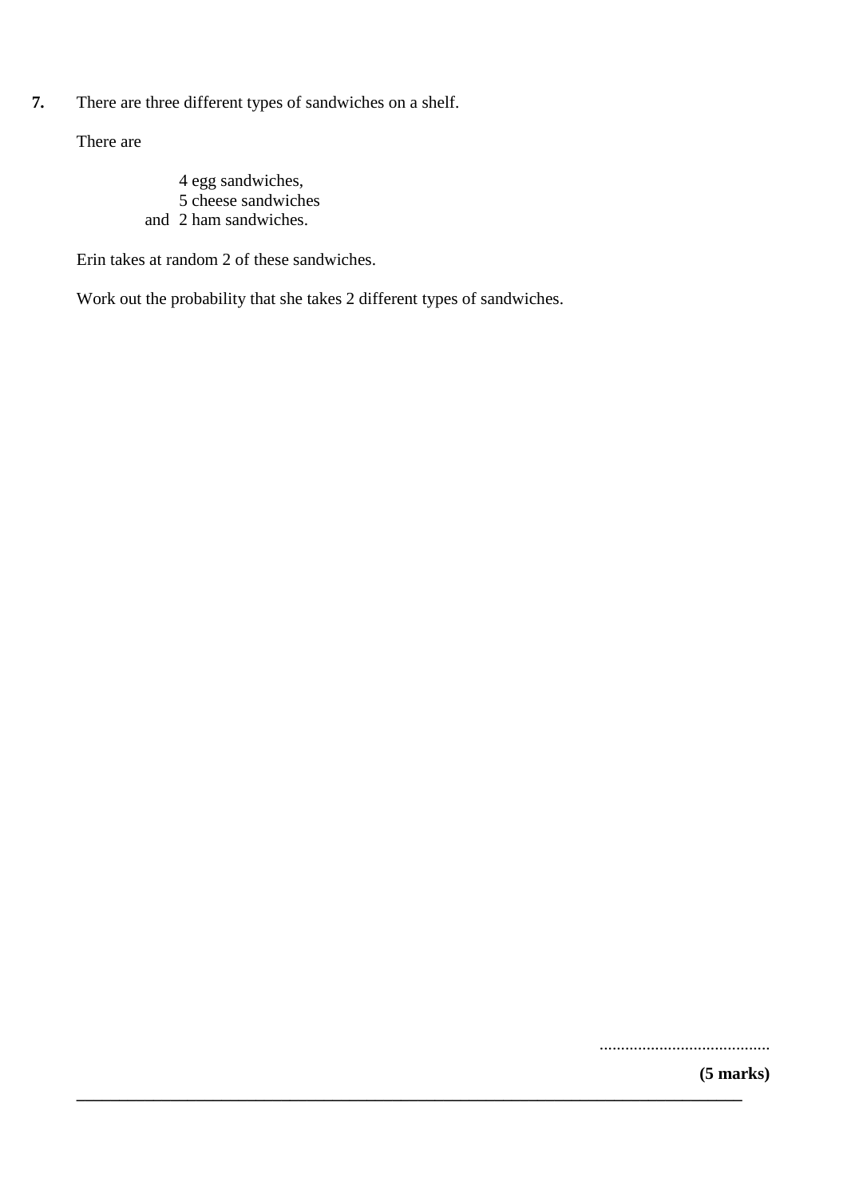**7.** There are three different types of sandwiches on a shelf.

There are

4 egg sandwiches,
5 cheese sandwiches
and 2 ham sandwiches.

Erin takes at random 2 of these sandwiches.

Work out the probability that she takes 2 different types of sandwiches.

........................................

**(5 marks)**